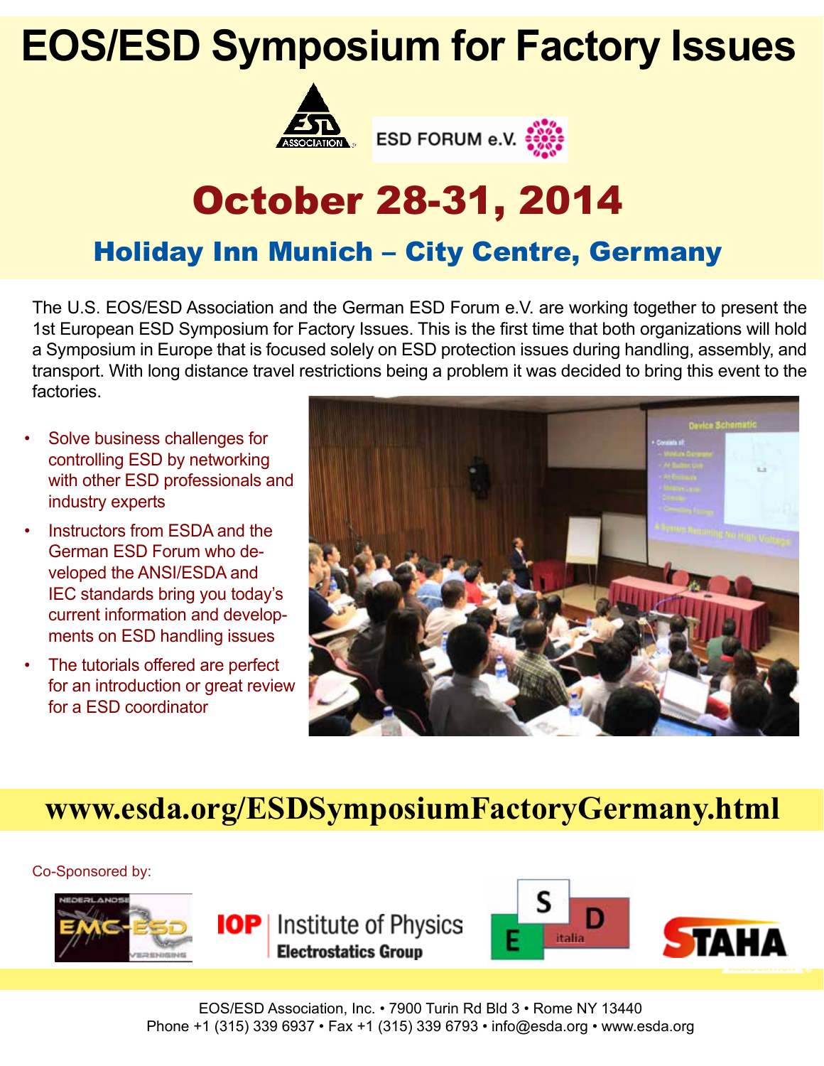# EOS/ESD Symposium for Factory Issues

ESD FORUM e.V.

## October 28-31, 2014

### Holiday Inn Munich – City Centre, Germany

The U.S. EOS/ESD Association and the German ESD Forum e.V. are working together to present the 1st European ESD Symposium for Factory Issues. This is the first time that both organizations will hold a Symposium in Europe that is focused solely on ESD protection issues during handling, assembly, and transport. With long distance travel restrictions being a problem it was decided to bring this event to the factories.

- Solve business challenges for controlling ESD by networking with other ESD professionals and industry experts
- Instructors from ESDA and the German ESD Forum who developed the ANSI/ESDA and IEC standards bring you today's current information and developments on ESD handling issues
- The tutorials offered are perfect for an introduction or great review for a ESD coordinator

**www.esda.org/ESDSymposiumFactoryGermany.html**

Co-Sponsored by:

EMC-ESD Nederlandse Vereniging • IOP Institute of Physics Electrostatics Group • ESD italia • STAHA

EOS/ESD Association, Inc. • 7900 Turin Rd Bld 3 • Rome NY 13440
Phone +1 (315) 339 6937 • Fax +1 (315) 339 6793 • info@esda.org • www.esda.org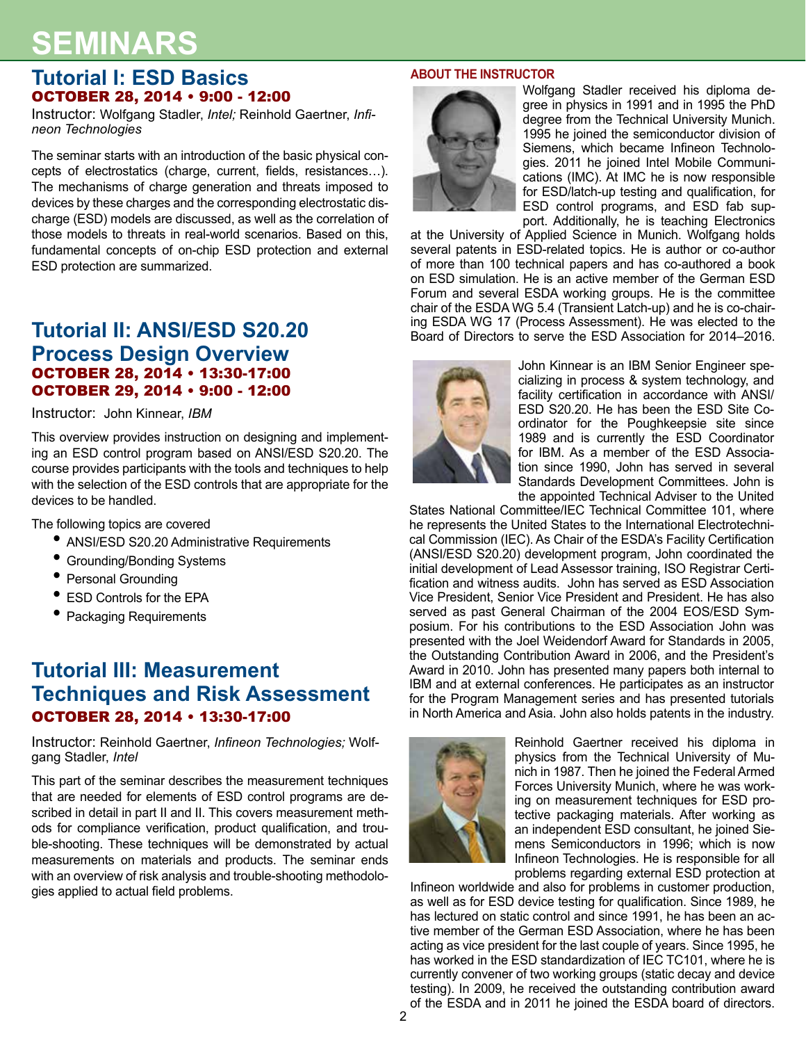# SEMINARS

## Tutorial I: ESD Basics

**OCTOBER 28, 2014 • 9:00 - 12:00**

Instructor: Wolfgang Stadler, *Intel;* Reinhold Gaertner, *Infineon Technologies*

The seminar starts with an introduction of the basic physical concepts of electrostatics (charge, current, fields, resistances…). The mechanisms of charge generation and threats imposed to devices by these charges and the corresponding electrostatic discharge (ESD) models are discussed, as well as the correlation of those models to threats in real-world scenarios. Based on this, fundamental concepts of on-chip ESD protection and external ESD protection are summarized.

## Tutorial II: ANSI/ESD S20.20 Process Design Overview

**OCTOBER 28, 2014 • 13:30-17:00**
**OCTOBER 29, 2014 • 9:00 - 12:00**

Instructor: John Kinnear, *IBM*

This overview provides instruction on designing and implementing an ESD control program based on ANSI/ESD S20.20. The course provides participants with the tools and techniques to help with the selection of the ESD controls that are appropriate for the devices to be handled.

The following topics are covered

- ANSI/ESD S20.20 Administrative Requirements
- Grounding/Bonding Systems
- Personal Grounding
- ESD Controls for the EPA
- Packaging Requirements

## Tutorial III: Measurement Techniques and Risk Assessment

**OCTOBER 28, 2014 • 13:30-17:00**

Instructor: Reinhold Gaertner, *Infineon Technologies;* Wolfgang Stadler, *Intel*

This part of the seminar describes the measurement techniques that are needed for elements of ESD control programs are described in detail in part II and II. This covers measurement methods for compliance verification, product qualification, and trouble-shooting. These techniques will be demonstrated by actual measurements on materials and products. The seminar ends with an overview of risk analysis and trouble-shooting methodologies applied to actual field problems.

### ABOUT THE INSTRUCTOR

Wolfgang Stadler received his diploma degree in physics in 1991 and in 1995 the PhD degree from the Technical University Munich. 1995 he joined the semiconductor division of Siemens, which became Infineon Technologies. 2011 he joined Intel Mobile Communications (IMC). At IMC he is now responsible for ESD/latch-up testing and qualification, for ESD control programs, and ESD fab support. Additionally, he is teaching Electronics at the University of Applied Science in Munich. Wolfgang holds several patents in ESD-related topics. He is author or co-author of more than 100 technical papers and has co-authored a book on ESD simulation. He is an active member of the German ESD Forum and several ESDA working groups. He is the committee chair of the ESDA WG 5.4 (Transient Latch-up) and he is co-chairing ESDA WG 17 (Process Assessment). He was elected to the Board of Directors to serve the ESD Association for 2014–2016.

John Kinnear is an IBM Senior Engineer specializing in process & system technology, and facility certification in accordance with ANSI/ESD S20.20. He has been the ESD Site Coordinator for the Poughkeepsie site since 1989 and is currently the ESD Coordinator for IBM. As a member of the ESD Association since 1990, John has served in several Standards Development Committees. John is the appointed Technical Adviser to the United States National Committee/IEC Technical Committee 101, where he represents the United States to the International Electrotechnical Commission (IEC). As Chair of the ESDA's Facility Certification (ANSI/ESD S20.20) development program, John coordinated the initial development of Lead Assessor training, ISO Registrar Certification and witness audits. John has served as ESD Association Vice President, Senior Vice President and President. He has also served as past General Chairman of the 2004 EOS/ESD Symposium. For his contributions to the ESD Association John was presented with the Joel Weidendorf Award for Standards in 2005, the Outstanding Contribution Award in 2006, and the President's Award in 2010. John has presented many papers both internal to IBM and at external conferences. He participates as an instructor for the Program Management series and has presented tutorials in North America and Asia. John also holds patents in the industry.

Reinhold Gaertner received his diploma in physics from the Technical University of Munich in 1987. Then he joined the Federal Armed Forces University Munich, where he was working on measurement techniques for ESD protective packaging materials. After working as an independent ESD consultant, he joined Siemens Semiconductors in 1996; which is now Infineon Technologies. He is responsible for all problems regarding external ESD protection at Infineon worldwide and also for problems in customer production, as well as for ESD device testing for qualification. Since 1989, he has lectured on static control and since 1991, he has been an active member of the German ESD Association, where he has been acting as vice president for the last couple of years. Since 1995, he has worked in the ESD standardization of IEC TC101, where he is currently convener of two working groups (static decay and device testing). In 2009, he received the outstanding contribution award of the ESDA and in 2011 he joined the ESDA board of directors.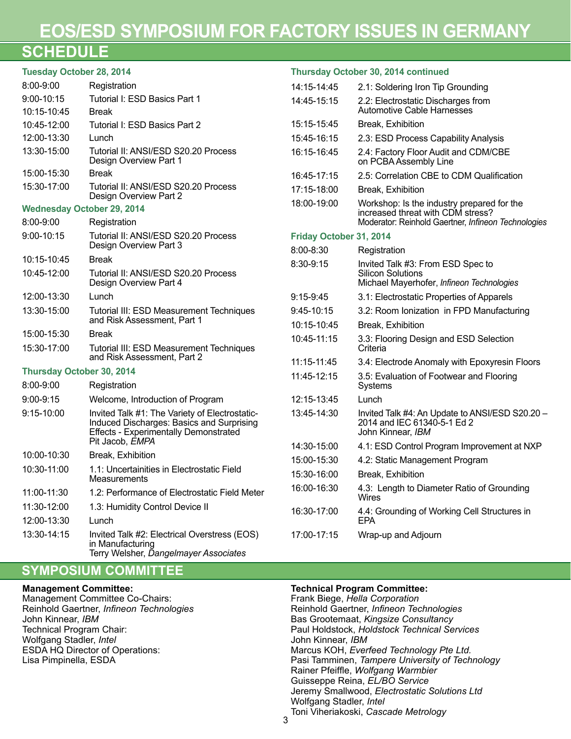# EOS/ESD SYMPOSIUM FOR FACTORY ISSUES IN GERMANY

## SCHEDULE

### Tuesday October 28, 2014

| | |
|---|---|
| 8:00-9:00 | Registration |
| 9:00-10:15 | Tutorial I: ESD Basics Part 1 |
| 10:15-10:45 | Break |
| 10:45-12:00 | Tutorial I: ESD Basics Part 2 |
| 12:00-13:30 | Lunch |
| 13:30-15:00 | Tutorial II: ANSI/ESD S20.20 Process Design Overview Part 1 |
| 15:00-15:30 | Break |
| 15:30-17:00 | Tutorial II: ANSI/ESD S20.20 Process Design Overview Part 2 |

### Wednesday October 29, 2014

| | |
|---|---|
| 8:00-9:00 | Registration |
| 9:00-10:15 | Tutorial II: ANSI/ESD S20.20 Process Design Overview Part 3 |
| 10:15-10:45 | Break |
| 10:45-12:00 | Tutorial II: ANSI/ESD S20.20 Process Design Overview Part 4 |
| 12:00-13:30 | Lunch |
| 13:30-15:00 | Tutorial III: ESD Measurement Techniques and Risk Assessment, Part 1 |
| 15:00-15:30 | Break |
| 15:30-17:00 | Tutorial III: ESD Measurement Techniques and Risk Assessment, Part 2 |

### Thursday October 30, 2014

| | |
|---|---|
| 8:00-9:00 | Registration |
| 9:00-9:15 | Welcome, Introduction of Program |
| 9:15-10:00 | Invited Talk #1: The Variety of Electrostatic-Induced Discharges: Basics and Surprising Effects - Experimentally Demonstrated<br>Pit Jacob, *EMPA* |
| 10:00-10:30 | Break, Exhibition |
| 10:30-11:00 | 1.1: Uncertainities in Electrostatic Field Measurements |
| 11:00-11:30 | 1.2: Performance of Electrostatic Field Meter |
| 11:30-12:00 | 1.3: Humidity Control Device II |
| 12:00-13:30 | Lunch |
| 13:30-14:15 | Invited Talk #2: Electrical Overstress (EOS) in Manufacturing<br>Terry Welsher, *Dangelmayer Associates* |

### Thursday October 30, 2014 continued

| | |
|---|---|
| 14:15-14:45 | 2.1: Soldering Iron Tip Grounding |
| 14:45-15:15 | 2.2: Electrostatic Discharges from Automotive Cable Harnesses |
| 15:15-15:45 | Break, Exhibition |
| 15:45-16:15 | 2.3: ESD Process Capability Analysis |
| 16:15-16:45 | 2.4: Factory Floor Audit and CDM/CBE on PCBA Assembly Line |
| 16:45-17:15 | 2.5: Correlation CBE to CDM Qualification |
| 17:15-18:00 | Break, Exhibition |
| 18:00-19:00 | Workshop: Is the industry prepared for the increased threat with CDM stress?<br>Moderator: Reinhold Gaertner, *Infineon Technologies* |

### Friday October 31, 2014

| | |
|---|---|
| 8:00-8:30 | Registration |
| 8:30-9:15 | Invited Talk #3: From ESD Spec to Silicon Solutions<br>Michael Mayerhofer, *Infineon Technologies* |
| 9:15-9:45 | 3.1: Electrostatic Properties of Apparels |
| 9:45-10:15 | 3.2: Room Ionization in FPD Manufacturing |
| 10:15-10:45 | Break, Exhibition |
| 10:45-11:15 | 3.3: Flooring Design and ESD Selection Criteria |
| 11:15-11:45 | 3.4: Electrode Anomaly with Epoxyresin Floors |
| 11:45-12:15 | 3.5: Evaluation of Footwear and Flooring Systems |
| 12:15-13:45 | Lunch |
| 13:45-14:30 | Invited Talk #4: An Update to ANSI/ESD S20.20 – 2014 and IEC 61340-5-1 Ed 2<br>John Kinnear, *IBM* |
| 14:30-15:00 | 4.1: ESD Control Program Improvement at NXP |
| 15:00-15:30 | 4.2: Static Management Program |
| 15:30-16:00 | Break, Exhibition |
| 16:00-16:30 | 4.3: Length to Diameter Ratio of Grounding Wires |
| 16:30-17:00 | 4.4: Grounding of Working Cell Structures in EPA |
| 17:00-17:15 | Wrap-up and Adjourn |

## SYMPOSIUM COMMITTEE

**Management Committee:**
Management Committee Co-Chairs:
Reinhold Gaertner, *Infineon Technologies*
John Kinnear, *IBM*
Technical Program Chair:
Wolfgang Stadler, *Intel*
ESDA HQ Director of Operations:
Lisa Pimpinella, ESDA

**Technical Program Committee:**
Frank Biege, *Hella Corporation*
Reinhold Gaertner, *Infineon Technologies*
Bas Grootemaat, *Kingsize Consultancy*
Paul Holdstock, *Holdstock Technical Services*
John Kinnear, *IBM*
Marcus KOH, *Everfeed Technology Pte Ltd.*
Pasi Tamminen, *Tampere University of Technology*
Rainer Pfeiffle, *Wolfgang Warmbier*
Guisseppe Reina, *EL/BO Service*
Jeremy Smallwood, *Electrostatic Solutions Ltd*
Wolfgang Stadler, *Intel*
Toni Viheriakoski, *Cascade Metrology*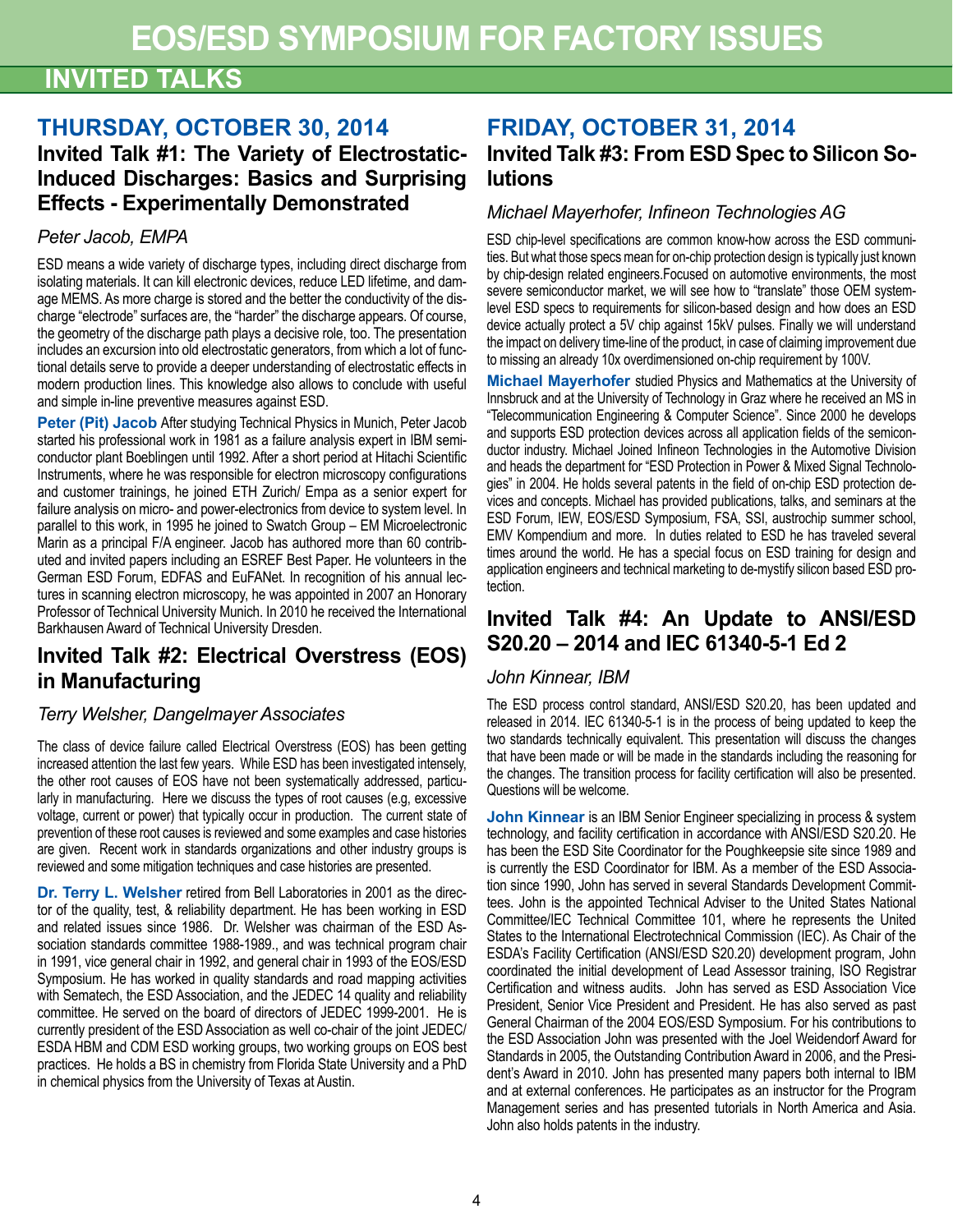# EOS/ESD SYMPOSIUM FOR FACTORY ISSUES

## INVITED TALKS

## THURSDAY, OCTOBER 30, 2014

### Invited Talk #1: The Variety of Electrostatic-Induced Discharges: Basics and Surprising Effects - Experimentally Demonstrated

*Peter Jacob, EMPA*

ESD means a wide variety of discharge types, including direct discharge from isolating materials. It can kill electronic devices, reduce LED lifetime, and damage MEMS. As more charge is stored and the better the conductivity of the discharge "electrode" surfaces are, the "harder" the discharge appears. Of course, the geometry of the discharge path plays a decisive role, too. The presentation includes an excursion into old electrostatic generators, from which a lot of functional details serve to provide a deeper understanding of electrostatic effects in modern production lines. This knowledge also allows to conclude with useful and simple in-line preventive measures against ESD.

**Peter (Pit) Jacob** After studying Technical Physics in Munich, Peter Jacob started his professional work in 1981 as a failure analysis expert in IBM semiconductor plant Boeblingen until 1992. After a short period at Hitachi Scientific Instruments, where he was responsible for electron microscopy configurations and customer trainings, he joined ETH Zurich/ Empa as a senior expert for failure analysis on micro- and power-electronics from device to system level. In parallel to this work, in 1995 he joined to Swatch Group – EM Microelectronic Marin as a principal F/A engineer. Jacob has authored more than 60 contributed and invited papers including an ESREF Best Paper. He volunteers in the German ESD Forum, EDFAS and EuFANet. In recognition of his annual lectures in scanning electron microscopy, he was appointed in 2007 an Honorary Professor of Technical University Munich. In 2010 he received the International Barkhausen Award of Technical University Dresden.

### Invited Talk #2: Electrical Overstress (EOS) in Manufacturing

*Terry Welsher, Dangelmayer Associates*

The class of device failure called Electrical Overstress (EOS) has been getting increased attention the last few years. While ESD has been investigated intensely, the other root causes of EOS have not been systematically addressed, particularly in manufacturing. Here we discuss the types of root causes (e.g, excessive voltage, current or power) that typically occur in production. The current state of prevention of these root causes is reviewed and some examples and case histories are given. Recent work in standards organizations and other industry groups is reviewed and some mitigation techniques and case histories are presented.

**Dr. Terry L. Welsher** retired from Bell Laboratories in 2001 as the director of the quality, test, & reliability department. He has been working in ESD and related issues since 1986. Dr. Welsher was chairman of the ESD Association standards committee 1988-1989., and was technical program chair in 1991, vice general chair in 1992, and general chair in 1993 of the EOS/ESD Symposium. He has worked in quality standards and road mapping activities with Sematech, the ESD Association, and the JEDEC 14 quality and reliability committee. He served on the board of directors of JEDEC 1999-2001. He is currently president of the ESD Association as well co-chair of the joint JEDEC/ ESDA HBM and CDM ESD working groups, two working groups on EOS best practices. He holds a BS in chemistry from Florida State University and a PhD in chemical physics from the University of Texas at Austin.

## FRIDAY, OCTOBER 31, 2014

### Invited Talk #3: From ESD Spec to Silicon Solutions

*Michael Mayerhofer, Infineon Technologies AG*

ESD chip-level specifications are common know-how across the ESD communities. But what those specs mean for on-chip protection design is typically just known by chip-design related engineers.Focused on automotive environments, the most severe semiconductor market, we will see how to "translate" those OEM system-level ESD specs to requirements for silicon-based design and how does an ESD device actually protect a 5V chip against 15kV pulses. Finally we will understand the impact on delivery time-line of the product, in case of claiming improvement due to missing an already 10x overdimensioned on-chip requirement by 100V.

**Michael Mayerhofer** studied Physics and Mathematics at the University of Innsbruck and at the University of Technology in Graz where he received an MS in "Telecommunication Engineering & Computer Science". Since 2000 he develops and supports ESD protection devices across all application fields of the semiconductor industry. Michael Joined Infineon Technologies in the Automotive Division and heads the department for "ESD Protection in Power & Mixed Signal Technologies" in 2004. He holds several patents in the field of on-chip ESD protection devices and concepts. Michael has provided publications, talks, and seminars at the ESD Forum, IEW, EOS/ESD Symposium, FSA, SSI, austrochip summer school, EMV Kompendium and more. In duties related to ESD he has traveled several times around the world. He has a special focus on ESD training for design and application engineers and technical marketing to de-mystify silicon based ESD protection.

### Invited Talk #4: An Update to ANSI/ESD S20.20 – 2014 and IEC 61340-5-1 Ed 2

*John Kinnear, IBM*

The ESD process control standard, ANSI/ESD S20.20, has been updated and released in 2014. IEC 61340-5-1 is in the process of being updated to keep the two standards technically equivalent. This presentation will discuss the changes that have been made or will be made in the standards including the reasoning for the changes. The transition process for facility certification will also be presented. Questions will be welcome.

**John Kinnear** is an IBM Senior Engineer specializing in process & system technology, and facility certification in accordance with ANSI/ESD S20.20. He has been the ESD Site Coordinator for the Poughkeepsie site since 1989 and is currently the ESD Coordinator for IBM. As a member of the ESD Association since 1990, John has served in several Standards Development Committees. John is the appointed Technical Adviser to the United States National Committee/IEC Technical Committee 101, where he represents the United States to the International Electrotechnical Commission (IEC). As Chair of the ESDA's Facility Certification (ANSI/ESD S20.20) development program, John coordinated the initial development of Lead Assessor training, ISO Registrar Certification and witness audits. John has served as ESD Association Vice President, Senior Vice President and President. He has also served as past General Chairman of the 2004 EOS/ESD Symposium. For his contributions to the ESD Association John was presented with the Joel Weidendorf Award for Standards in 2005, the Outstanding Contribution Award in 2006, and the President's Award in 2010. John has presented many papers both internal to IBM and at external conferences. He participates as an instructor for the Program Management series and has presented tutorials in North America and Asia. John also holds patents in the industry.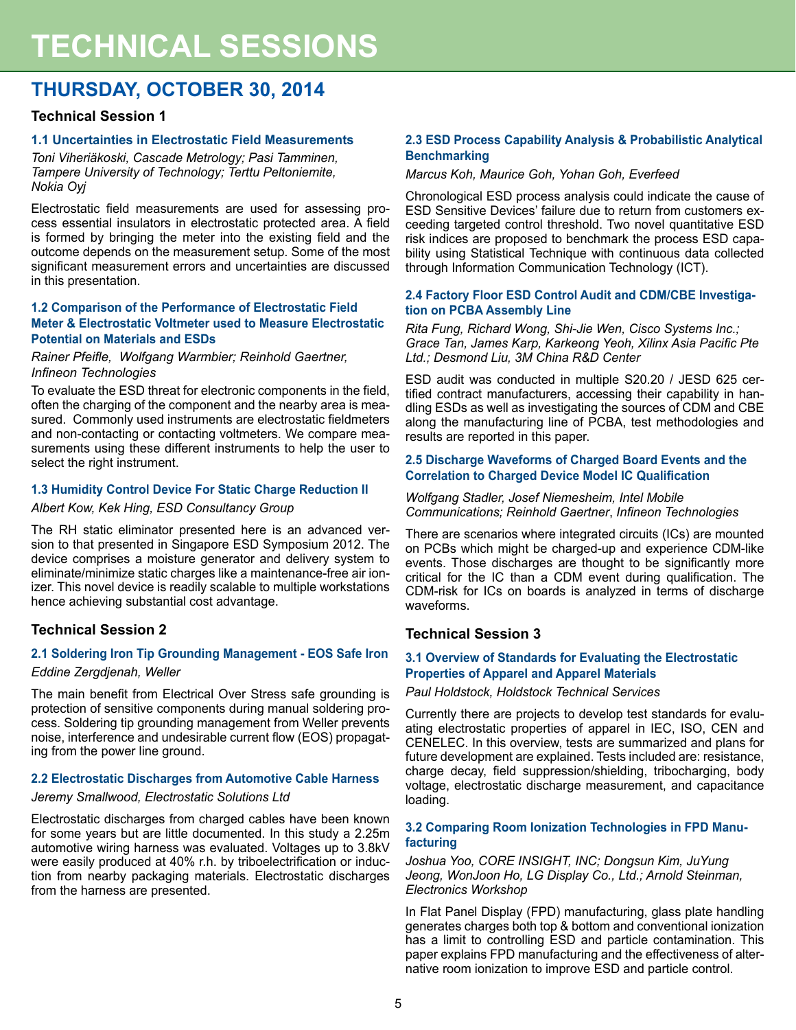# TECHNICAL SESSIONS

## THURSDAY, OCTOBER 30, 2014

### Technical Session 1

#### 1.1 Uncertainties in Electrostatic Field Measurements

*Toni Viheriäkoski, Cascade Metrology; Pasi Tamminen, Tampere University of Technology; Terttu Peltoniemite, Nokia Oyj*

Electrostatic field measurements are used for assessing process essential insulators in electrostatic protected area. A field is formed by bringing the meter into the existing field and the outcome depends on the measurement setup. Some of the most significant measurement errors and uncertainties are discussed in this presentation.

#### 1.2 Comparison of the Performance of Electrostatic Field Meter & Electrostatic Voltmeter used to Measure Electrostatic Potential on Materials and ESDs

*Rainer Pfeifle, Wolfgang Warmbier; Reinhold Gaertner, Infineon Technologies*

To evaluate the ESD threat for electronic components in the field, often the charging of the component and the nearby area is measured. Commonly used instruments are electrostatic fieldmeters and non-contacting or contacting voltmeters. We compare measurements using these different instruments to help the user to select the right instrument.

#### 1.3 Humidity Control Device For Static Charge Reduction II

*Albert Kow, Kek Hing, ESD Consultancy Group*

The RH static eliminator presented here is an advanced version to that presented in Singapore ESD Symposium 2012. The device comprises a moisture generator and delivery system to eliminate/minimize static charges like a maintenance-free air ionizer. This novel device is readily scalable to multiple workstations hence achieving substantial cost advantage.

### Technical Session 2

#### 2.1 Soldering Iron Tip Grounding Management - EOS Safe Iron

*Eddine Zergdjenah, Weller*

The main benefit from Electrical Over Stress safe grounding is protection of sensitive components during manual soldering process. Soldering tip grounding management from Weller prevents noise, interference and undesirable current flow (EOS) propagating from the power line ground.

#### 2.2 Electrostatic Discharges from Automotive Cable Harness

*Jeremy Smallwood, Electrostatic Solutions Ltd*

Electrostatic discharges from charged cables have been known for some years but are little documented. In this study a 2.25m automotive wiring harness was evaluated. Voltages up to 3.8kV were easily produced at 40% r.h. by triboelectrification or induction from nearby packaging materials. Electrostatic discharges from the harness are presented.

#### 2.3 ESD Process Capability Analysis & Probabilistic Analytical Benchmarking

*Marcus Koh, Maurice Goh, Yohan Goh, Everfeed*

Chronological ESD process analysis could indicate the cause of ESD Sensitive Devices' failure due to return from customers exceeding targeted control threshold. Two novel quantitative ESD risk indices are proposed to benchmark the process ESD capability using Statistical Technique with continuous data collected through Information Communication Technology (ICT).

#### 2.4 Factory Floor ESD Control Audit and CDM/CBE Investigation on PCBA Assembly Line

*Rita Fung, Richard Wong, Shi-Jie Wen, Cisco Systems Inc.; Grace Tan, James Karp, Karkeong Yeoh, Xilinx Asia Pacific Pte Ltd.; Desmond Liu, 3M China R&D Center*

ESD audit was conducted in multiple S20.20 / JESD 625 certified contract manufacturers, accessing their capability in handling ESDs as well as investigating the sources of CDM and CBE along the manufacturing line of PCBA, test methodologies and results are reported in this paper.

#### 2.5 Discharge Waveforms of Charged Board Events and the Correlation to Charged Device Model IC Qualification

*Wolfgang Stadler, Josef Niemesheim, Intel Mobile Communications; Reinhold Gaertner, Infineon Technologies*

There are scenarios where integrated circuits (ICs) are mounted on PCBs which might be charged-up and experience CDM-like events. Those discharges are thought to be significantly more critical for the IC than a CDM event during qualification. The CDM-risk for ICs on boards is analyzed in terms of discharge waveforms.

### Technical Session 3

#### 3.1 Overview of Standards for Evaluating the Electrostatic Properties of Apparel and Apparel Materials

*Paul Holdstock, Holdstock Technical Services*

Currently there are projects to develop test standards for evaluating electrostatic properties of apparel in IEC, ISO, CEN and CENELEC. In this overview, tests are summarized and plans for future development are explained. Tests included are: resistance, charge decay, field suppression/shielding, tribocharging, body voltage, electrostatic discharge measurement, and capacitance loading.

#### 3.2 Comparing Room Ionization Technologies in FPD Manufacturing

*Joshua Yoo, CORE INSIGHT, INC; Dongsun Kim, JuYung Jeong, WonJoon Ho, LG Display Co., Ltd.; Arnold Steinman, Electronics Workshop*

In Flat Panel Display (FPD) manufacturing, glass plate handling generates charges both top & bottom and conventional ionization has a limit to controlling ESD and particle contamination. This paper explains FPD manufacturing and the effectiveness of alternative room ionization to improve ESD and particle control.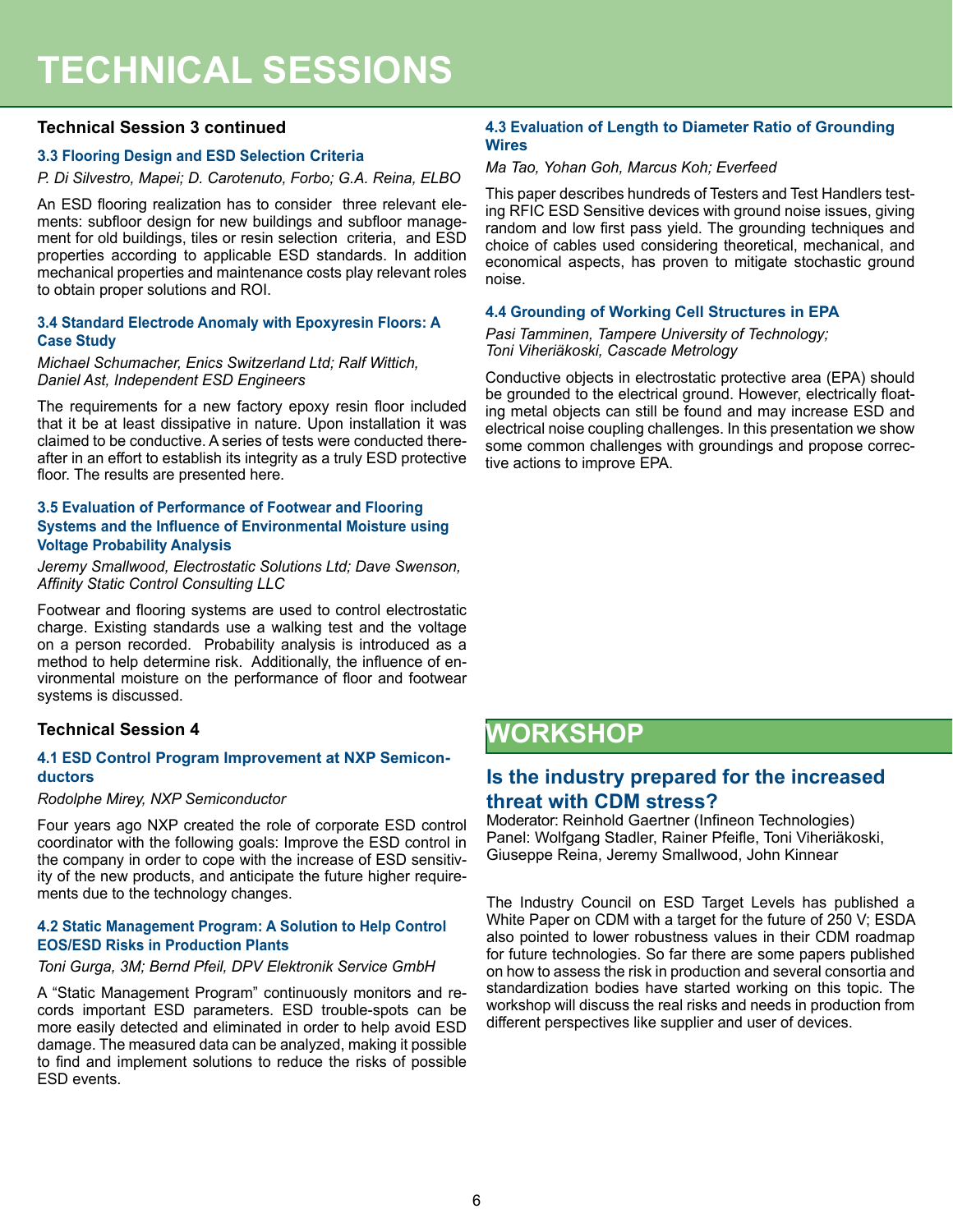# TECHNICAL SESSIONS

## Technical Session 3 continued

### 3.3 Flooring Design and ESD Selection Criteria

*P. Di Silvestro, Mapei; D. Carotenuto, Forbo; G.A. Reina, ELBO*

An ESD flooring realization has to consider three relevant elements: subfloor design for new buildings and subfloor management for old buildings, tiles or resin selection criteria, and ESD properties according to applicable ESD standards. In addition mechanical properties and maintenance costs play relevant roles to obtain proper solutions and ROI.

### 3.4 Standard Electrode Anomaly with Epoxyresin Floors: A Case Study

*Michael Schumacher, Enics Switzerland Ltd; Ralf Wittich, Daniel Ast, Independent ESD Engineers*

The requirements for a new factory epoxy resin floor included that it be at least dissipative in nature. Upon installation it was claimed to be conductive. A series of tests were conducted thereafter in an effort to establish its integrity as a truly ESD protective floor. The results are presented here.

### 3.5 Evaluation of Performance of Footwear and Flooring Systems and the Influence of Environmental Moisture using Voltage Probability Analysis

*Jeremy Smallwood, Electrostatic Solutions Ltd; Dave Swenson, Affinity Static Control Consulting LLC*

Footwear and flooring systems are used to control electrostatic charge. Existing standards use a walking test and the voltage on a person recorded. Probability analysis is introduced as a method to help determine risk. Additionally, the influence of environmental moisture on the performance of floor and footwear systems is discussed.

## Technical Session 4

### 4.1 ESD Control Program Improvement at NXP Semiconductors

*Rodolphe Mirey, NXP Semiconductor*

Four years ago NXP created the role of corporate ESD control coordinator with the following goals: Improve the ESD control in the company in order to cope with the increase of ESD sensitivity of the new products, and anticipate the future higher requirements due to the technology changes.

### 4.2 Static Management Program: A Solution to Help Control EOS/ESD Risks in Production Plants

*Toni Gurga, 3M; Bernd Pfeil, DPV Elektronik Service GmbH*

A "Static Management Program" continuously monitors and records important ESD parameters. ESD trouble-spots can be more easily detected and eliminated in order to help avoid ESD damage. The measured data can be analyzed, making it possible to find and implement solutions to reduce the risks of possible ESD events.

### 4.3 Evaluation of Length to Diameter Ratio of Grounding Wires

*Ma Tao, Yohan Goh, Marcus Koh; Everfeed*

This paper describes hundreds of Testers and Test Handlers testing RFIC ESD Sensitive devices with ground noise issues, giving random and low first pass yield. The grounding techniques and choice of cables used considering theoretical, mechanical, and economical aspects, has proven to mitigate stochastic ground noise.

### 4.4 Grounding of Working Cell Structures in EPA

*Pasi Tamminen, Tampere University of Technology;*
*Toni Viheriäkoski, Cascade Metrology*

Conductive objects in electrostatic protective area (EPA) should be grounded to the electrical ground. However, electrically floating metal objects can still be found and may increase ESD and electrical noise coupling challenges. In this presentation we show some common challenges with groundings and propose corrective actions to improve EPA.

# WORKSHOP

## Is the industry prepared for the increased threat with CDM stress?

Moderator: Reinhold Gaertner (Infineon Technologies)
Panel: Wolfgang Stadler, Rainer Pfeifle, Toni Viheriäkoski, Giuseppe Reina, Jeremy Smallwood, John Kinnear

The Industry Council on ESD Target Levels has published a White Paper on CDM with a target for the future of 250 V; ESDA also pointed to lower robustness values in their CDM roadmap for future technologies. So far there are some papers published on how to assess the risk in production and several consortia and standardization bodies have started working on this topic. The workshop will discuss the real risks and needs in production from different perspectives like supplier and user of devices.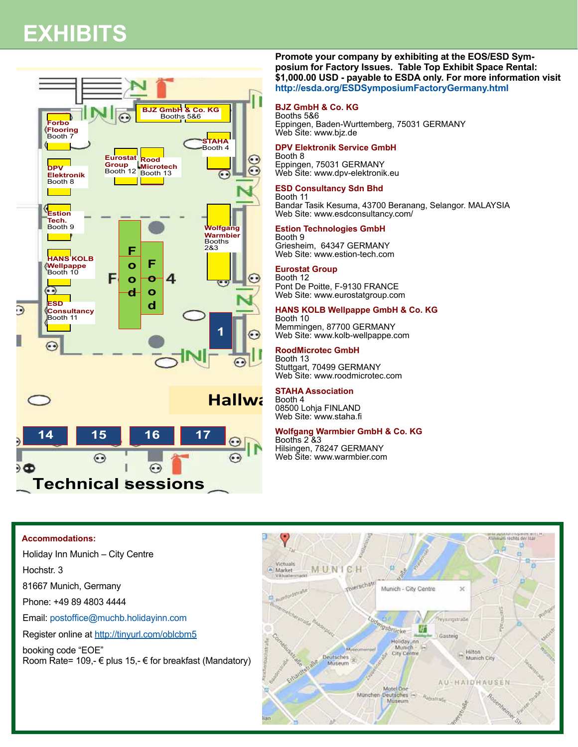# EXHIBITS

**Promote your company by exhibiting at the EOS/ESD Symposium for Factory Issues. Table Top Exhibit Space Rental: $1,000.00 USD - payable to ESDA only. For more information visit http://esda.org/ESDSymposiumFactoryGermany.html**

**BJZ GmbH & Co. KG**
Booths 5&6
Eppingen, Baden-Wurttemberg, 75031 GERMANY
Web Site: www.bjz.de

**DPV Elektronik Service GmbH**
Booth 8
Eppingen, 75031 GERMANY
Web Site: www.dpv-elektronik.eu

**ESD Consultancy Sdn Bhd**
Booth 11
Bandar Tasik Kesuma, 43700 Beranang, Selangor. MALAYSIA
Web Site: www.esdconsultancy.com/

**Estion Technologies GmbH**
Booth 9
Griesheim, 64347 GERMANY
Web Site: www.estion-tech.com

**Eurostat Group**
Booth 12
Pont De Poitte, F-9130 FRANCE
Web Site: www.eurostatgroup.com

**HANS KOLB Wellpappe GmbH & Co. KG**
Booth 10
Memmingen, 87700 GERMANY
Web Site: www.kolb-wellpappe.com

**RoodMicrotec GmbH**
Booth 13
Stuttgart, 70499 GERMANY
Web Site: www.roodmicrotec.com

**STAHA Association**
Booth 4
08500 Lohja FINLAND
Web Site: www.staha.fi

**Wolfgang Warmbier GmbH & Co. KG**
Booths 2 &3
Hilsingen, 78247 GERMANY
Web Site: www.warmbier.com

**Accommodations:**

Holiday Inn Munich – City Centre

Hochstr. 3

81667 Munich, Germany

Phone: +49 89 4803 4444

Email: postoffice@muchb.holidayinn.com

Register online at http://tinyurl.com/oblcbm5

booking code “EOE”
Room Rate= 109,- € plus 15,- € for breakfast (Mandatory)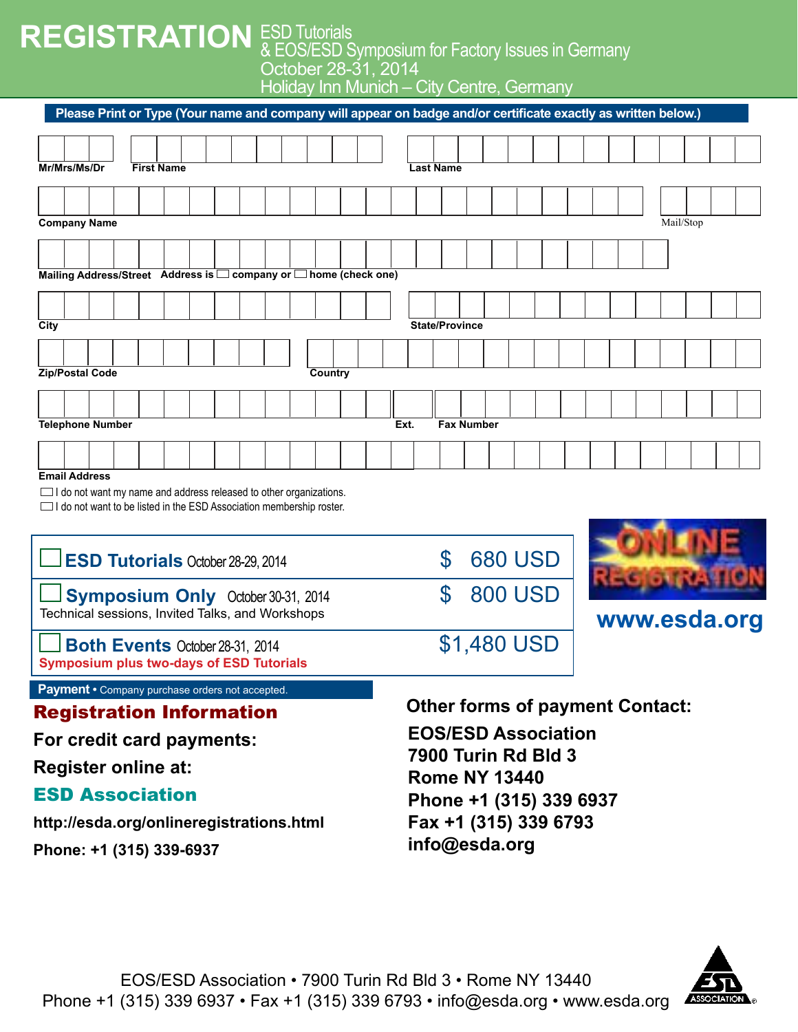# REGISTRATION

ESD Tutorials
& EOS/ESD Symposium for Factory Issues in Germany
October 28-31, 2014
Holiday Inn Munich – City Centre, Germany

**Please Print or Type (Your name and company will appear on badge and/or certificate exactly as written below.)**

**Mr/Mrs/Ms/Dr** **First Name** **Last Name**

**Company Name** Mail/Stop

**Mailing Address/Street** **Address is ☐ company or ☐ home (check one)**

**City** **State/Province**

**Zip/Postal Code** **Country**

**Telephone Number** **Ext.** **Fax Number**

**Email Address**

☐ I do not want my name and address released to other organizations.
☐ I do not want to be listed in the ESD Association membership roster.

| | |
|---|---|
| ☐ **ESD Tutorials** October 28-29, 2014 | $ 680 USD |
| ☐ **Symposium Only** October 30-31, 2014<br>Technical sessions, Invited Talks, and Workshops | $ 800 USD |
| ☐ **Both Events** October 28-31, 2014<br>**Symposium plus two-days of ESD Tutorials** | $1,480 USD |

ONLINE REGISTRATION

**www.esda.org**

**Payment** • Company purchase orders not accepted.

## Registration Information

**For credit card payments:**

**Register online at:**

**ESD Association**

**http://esda.org/onlineregistrations.html**

**Phone: +1 (315) 339-6937**

**Other forms of payment Contact:**

**EOS/ESD Association**
**7900 Turin Rd Bld 3**
**Rome NY 13440**
**Phone +1 (315) 339 6937**
**Fax +1 (315) 339 6793**
**info@esda.org**

EOS/ESD Association • 7900 Turin Rd Bld 3 • Rome NY 13440
Phone +1 (315) 339 6937 • Fax +1 (315) 339 6793 • info@esda.org • www.esda.org